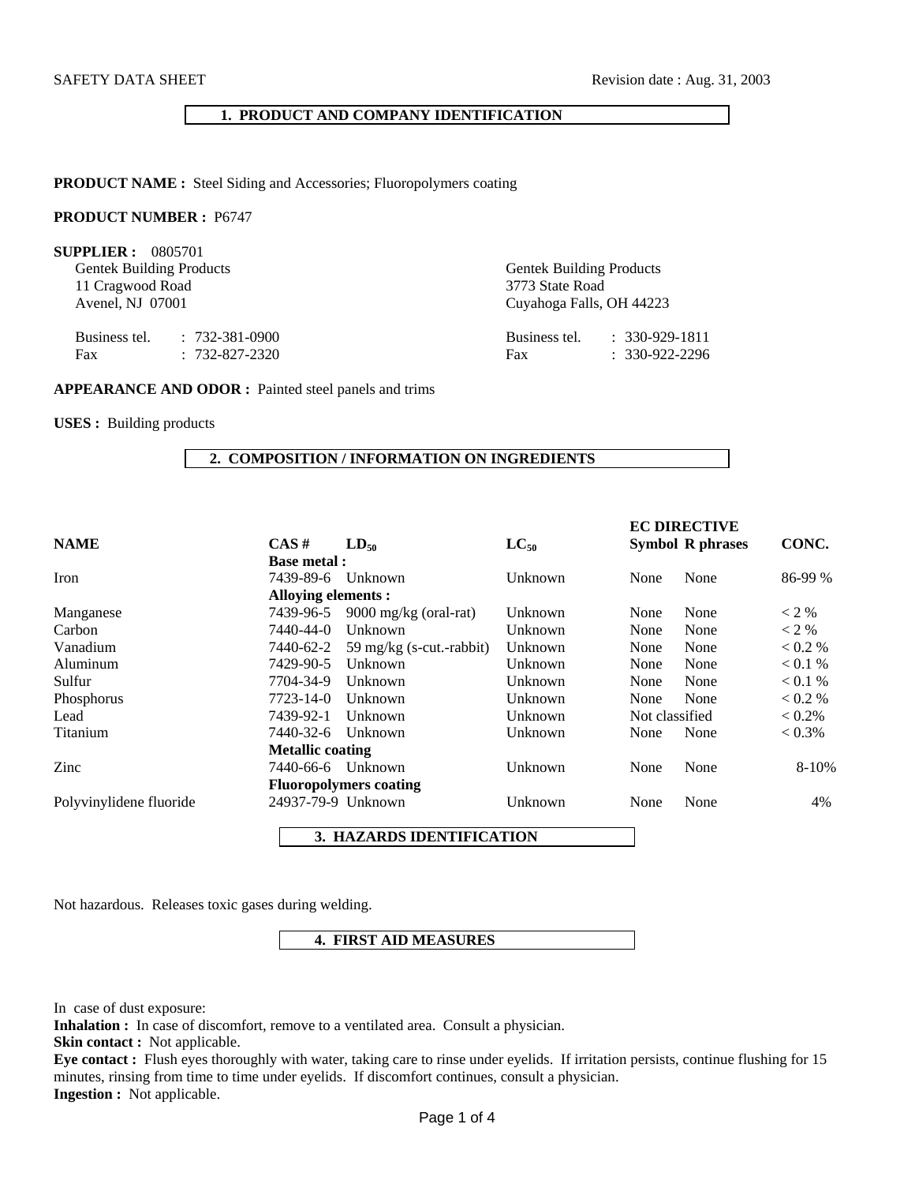SAFETY DATA SHEET

Revision date : Aug. 31, 2003

## 1. PRODUCT AND COMPANY IDENTIFICATION

**PRODUCT NAME :** Steel Siding and Accessories; Fluoropolymers coating

**PRODUCT NUMBER :** P6747

**SUPPLIER :** 0805701

Gentek Building Products
11 Cragwood Road
Avenel, NJ 07001

Business tel. : 732-381-0900
Fax : 732-827-2320

Gentek Building Products
3773 State Road
Cuyahoga Falls, OH 44223

Business tel. : 330-929-1811
Fax : 330-922-2296

**APPEARANCE AND ODOR :** Painted steel panels and trims

**USES :** Building products

## 2. COMPOSITION / INFORMATION ON INGREDIENTS

| NAME | CAS # | $LD_{50}$ | $LC_{50}$ | EC DIRECTIVE Symbol | R phrases | CONC. |
|---|---|---|---|---|---|---|
| | **Base metal :** | | | | | |
| Iron | 7439-89-6 | Unknown | Unknown | None | None | 86-99 % |
| | **Alloying elements :** | | | | | |
| Manganese | 7439-96-5 | 9000 mg/kg (oral-rat) | Unknown | None | None | < 2 % |
| Carbon | 7440-44-0 | Unknown | Unknown | None | None | < 2 % |
| Vanadium | 7440-62-2 | 59 mg/kg (s-cut.-rabbit) | Unknown | None | None | < 0.2 % |
| Aluminum | 7429-90-5 | Unknown | Unknown | None | None | < 0.1 % |
| Sulfur | 7704-34-9 | Unknown | Unknown | None | None | < 0.1 % |
| Phosphorus | 7723-14-0 | Unknown | Unknown | None | None | < 0.2 % |
| Lead | 7439-92-1 | Unknown | Unknown | Not classified | | < 0.2% |
| Titanium | 7440-32-6 | Unknown | Unknown | None | None | < 0.3% |
| | **Metallic coating** | | | | | |
| Zinc | 7440-66-6 | Unknown | Unknown | None | None | 8-10% |
| | **Fluoropolymers coating** | | | | | |
| Polyvinylidene fluoride | 24937-79-9 | Unknown | Unknown | None | None | 4% |

## 3. HAZARDS IDENTIFICATION

Not hazardous. Releases toxic gases during welding.

## 4. FIRST AID MEASURES

In case of dust exposure:

**Inhalation :** In case of discomfort, remove to a ventilated area. Consult a physician.

**Skin contact :** Not applicable.

**Eye contact :** Flush eyes thoroughly with water, taking care to rinse under eyelids. If irritation persists, continue flushing for 15 minutes, rinsing from time to time under eyelids. If discomfort continues, consult a physician.

**Ingestion :** Not applicable.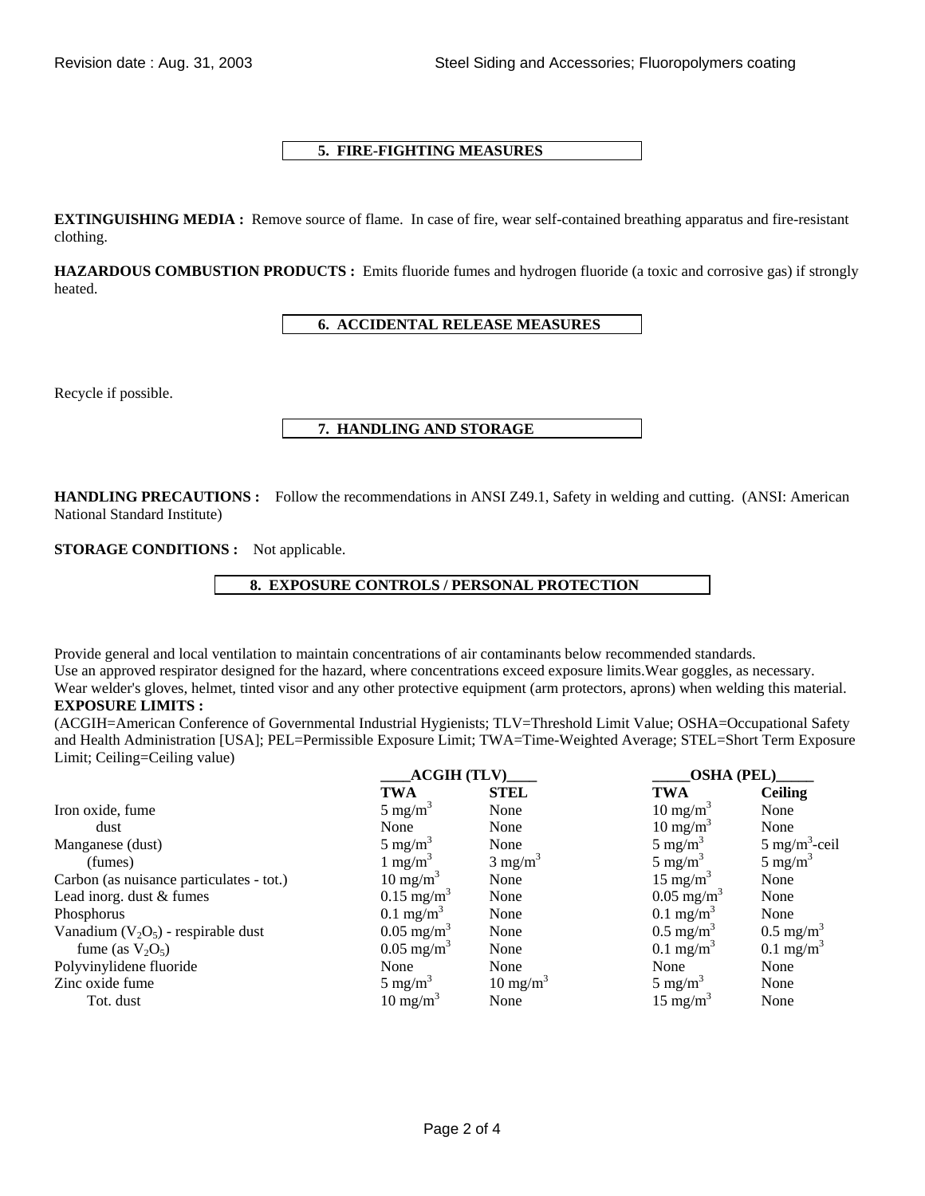## 5. FIRE-FIGHTING MEASURES

**EXTINGUISHING MEDIA :** Remove source of flame. In case of fire, wear self-contained breathing apparatus and fire-resistant clothing.

**HAZARDOUS COMBUSTION PRODUCTS :** Emits fluoride fumes and hydrogen fluoride (a toxic and corrosive gas) if strongly heated.

## 6. ACCIDENTAL RELEASE MEASURES

Recycle if possible.

## 7. HANDLING AND STORAGE

**HANDLING PRECAUTIONS :** Follow the recommendations in ANSI Z49.1, Safety in welding and cutting. (ANSI: American National Standard Institute)

**STORAGE CONDITIONS :** Not applicable.

## 8. EXPOSURE CONTROLS / PERSONAL PROTECTION

Provide general and local ventilation to maintain concentrations of air contaminants below recommended standards.
Use an approved respirator designed for the hazard, where concentrations exceed exposure limits.Wear goggles, as necessary.
Wear welder's gloves, helmet, tinted visor and any other protective equipment (arm protectors, aprons) when welding this material.

**EXPOSURE LIMITS :**

(ACGIH=American Conference of Governmental Industrial Hygienists; TLV=Threshold Limit Value; OSHA=Occupational Safety and Health Administration [USA]; PEL=Permissible Exposure Limit; TWA=Time-Weighted Average; STEL=Short Term Exposure Limit; Ceiling=Ceiling value)

| | ACGIH (TLV) | | OSHA (PEL) | |
|---|---|---|---|---|
| | **TWA** | **STEL** | **TWA** | **Ceiling** |
| Iron oxide, fume | 5 $mg/m^3$ | None | 10 $mg/m^3$ | None |
| dust | None | None | 10 $mg/m^3$ | None |
| Manganese (dust) | 5 $mg/m^3$ | None | 5 $mg/m^3$ | 5 $mg/m^3$-ceil |
| (fumes) | 1 $mg/m^3$ | 3 $mg/m^3$ | 5 $mg/m^3$ | 5 $mg/m^3$ |
| Carbon (as nuisance particulates - tot.) | 10 $mg/m^3$ | None | 15 $mg/m^3$ | None |
| Lead inorg. dust & fumes | 0.15 $mg/m^3$ | None | 0.05 $mg/m^3$ | None |
| Phosphorus | 0.1 $mg/m^3$ | None | 0.1 $mg/m^3$ | None |
| Vanadium ($V_2O_5$) - respirable dust | 0.05 $mg/m^3$ | None | 0.5 $mg/m^3$ | 0.5 $mg/m^3$ |
| fume (as $V_2O_5$) | 0.05 $mg/m^3$ | None | 0.1 $mg/m^3$ | 0.1 $mg/m^3$ |
| Polyvinylidene fluoride | None | None | None | None |
| Zinc oxide fume | 5 $mg/m^3$ | 10 $mg/m^3$ | 5 $mg/m^3$ | None |
| Tot. dust | 10 $mg/m^3$ | None | 15 $mg/m^3$ | None |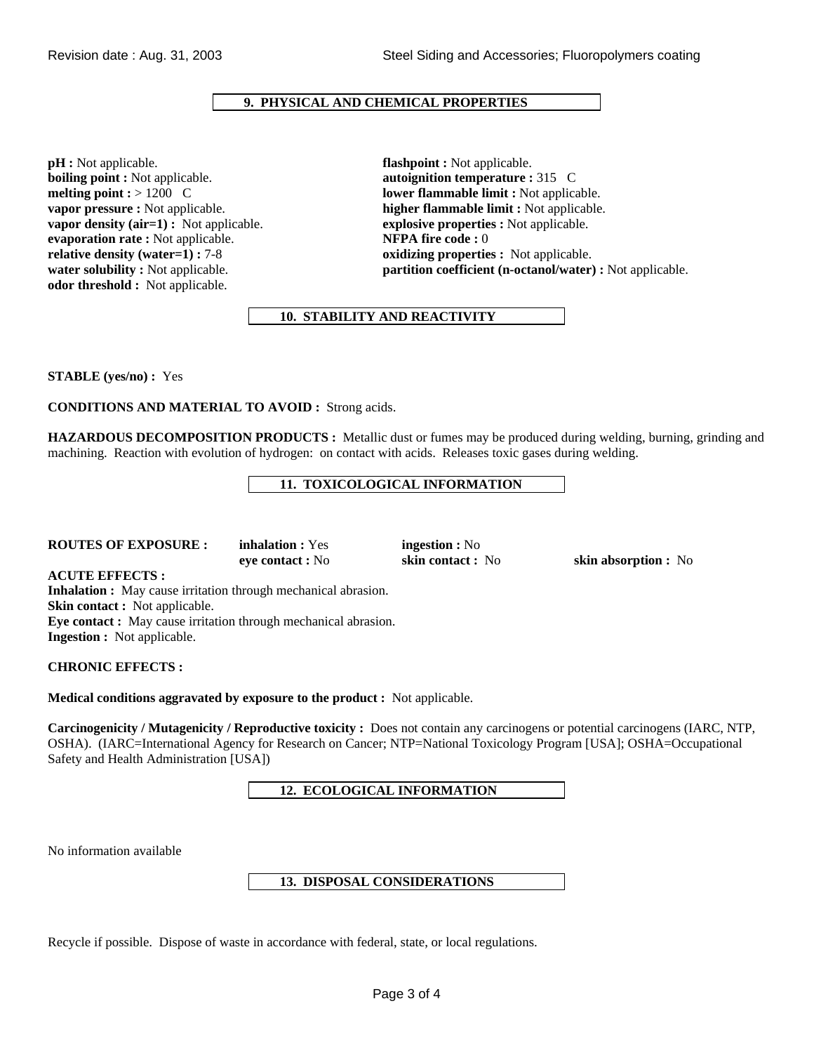## 9. PHYSICAL AND CHEMICAL PROPERTIES

**pH :** Not applicable.
**boiling point :** Not applicable.
**melting point :** > 1200 C
**vapor pressure :** Not applicable.
**vapor density (air=1) :** Not applicable.
**evaporation rate :** Not applicable.
**relative density (water=1) :** 7-8
**water solubility :** Not applicable.
**odor threshold :** Not applicable.

**flashpoint :** Not applicable.
**autoignition temperature :** 315 C
**lower flammable limit :** Not applicable.
**higher flammable limit :** Not applicable.
**explosive properties :** Not applicable.
**NFPA fire code :** 0
**oxidizing properties :** Not applicable.
**partition coefficient (n-octanol/water) :** Not applicable.

## 10. STABILITY AND REACTIVITY

**STABLE (yes/no) :** Yes

**CONDITIONS AND MATERIAL TO AVOID :** Strong acids.

**HAZARDOUS DECOMPOSITION PRODUCTS :** Metallic dust or fumes may be produced during welding, burning, grinding and machining. Reaction with evolution of hydrogen: on contact with acids. Releases toxic gases during welding.

## 11. TOXICOLOGICAL INFORMATION

**ROUTES OF EXPOSURE :** **inhalation :** Yes **ingestion :** No **eye contact :** No **skin contact :** No **skin absorption :** No

**ACUTE EFFECTS :**
**Inhalation :** May cause irritation through mechanical abrasion.
**Skin contact :** Not applicable.
**Eye contact :** May cause irritation through mechanical abrasion.
**Ingestion :** Not applicable.

**CHRONIC EFFECTS :**

**Medical conditions aggravated by exposure to the product :** Not applicable.

**Carcinogenicity / Mutagenicity / Reproductive toxicity :** Does not contain any carcinogens or potential carcinogens (IARC, NTP, OSHA). (IARC=International Agency for Research on Cancer; NTP=National Toxicology Program [USA]; OSHA=Occupational Safety and Health Administration [USA])

## 12. ECOLOGICAL INFORMATION

No information available

## 13. DISPOSAL CONSIDERATIONS

Recycle if possible. Dispose of waste in accordance with federal, state, or local regulations.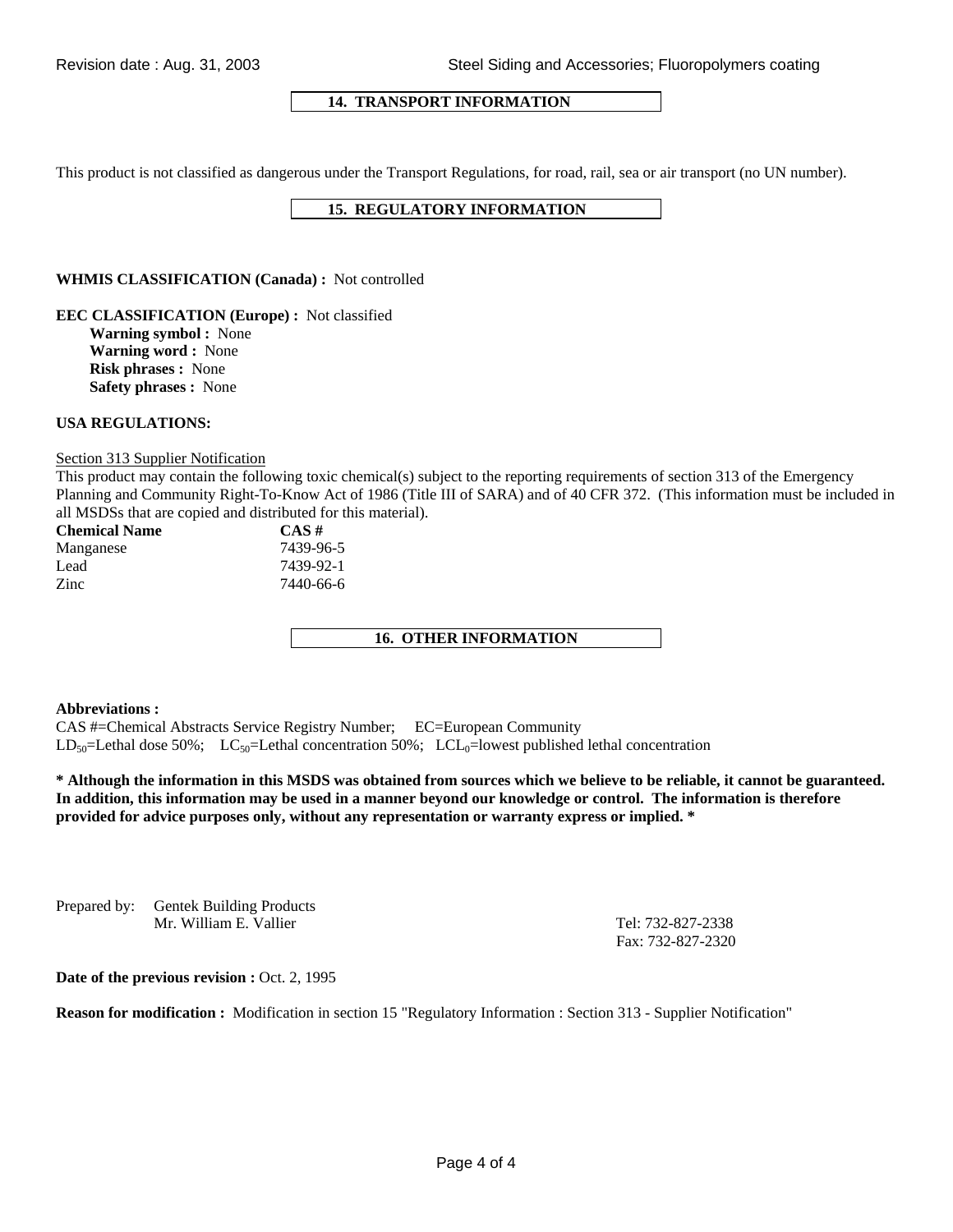## 14. TRANSPORT INFORMATION

This product is not classified as dangerous under the Transport Regulations, for road, rail, sea or air transport (no UN number).

## 15. REGULATORY INFORMATION

**WHMIS CLASSIFICATION (Canada) :** Not controlled

**EEC CLASSIFICATION (Europe) :** Not classified

**Warning symbol :** None
**Warning word :** None
**Risk phrases :** None
**Safety phrases :** None

**USA REGULATIONS:**

Section 313 Supplier Notification

This product may contain the following toxic chemical(s) subject to the reporting requirements of section 313 of the Emergency Planning and Community Right-To-Know Act of 1986 (Title III of SARA) and of 40 CFR 372. (This information must be included in all MSDSs that are copied and distributed for this material).

| Chemical Name | CAS # |
|---|---|
| Manganese | 7439-96-5 |
| Lead | 7439-92-1 |
| Zinc | 7440-66-6 |

## 16. OTHER INFORMATION

**Abbreviations :**

CAS #=Chemical Abstracts Service Registry Number; EC=European Community
$LD_{50}$=Lethal dose 50%; $LC_{50}$=Lethal concentration 50%; $LCL_0$=lowest published lethal concentration

**\* Although the information in this MSDS was obtained from sources which we believe to be reliable, it cannot be guaranteed. In addition, this information may be used in a manner beyond our knowledge or control. The information is therefore provided for advice purposes only, without any representation or warranty express or implied. \***

Prepared by: Gentek Building Products
Mr. William E. Vallier

Tel: 732-827-2338
Fax: 732-827-2320

**Date of the previous revision :** Oct. 2, 1995

**Reason for modification :** Modification in section 15 "Regulatory Information : Section 313 - Supplier Notification"